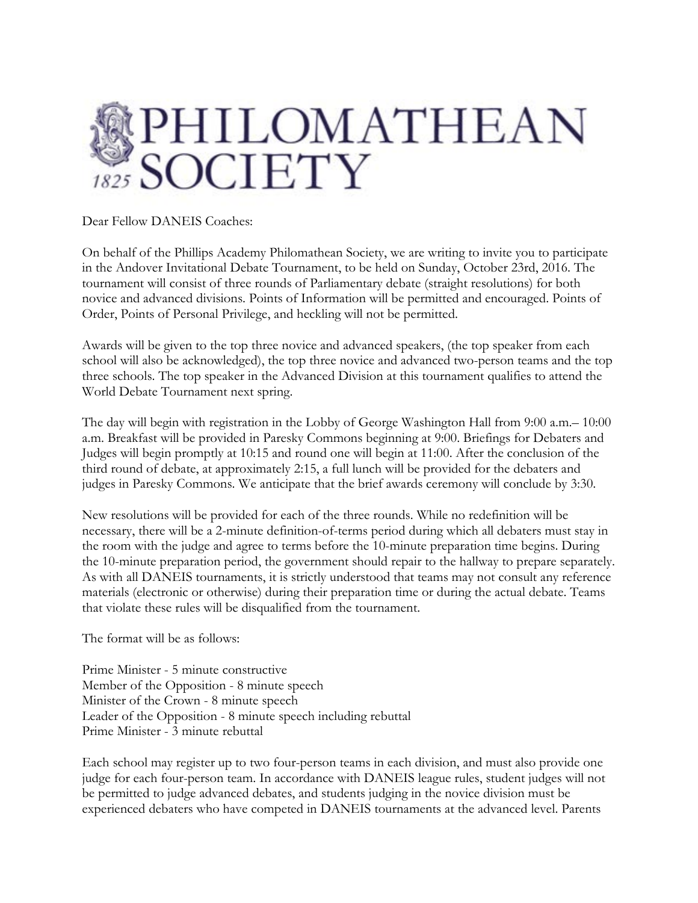# PHILOMATHEAN SOCIETY

1825

Dear Fellow DANEIS Coaches:

On behalf of the Phillips Academy Philomathean Society, we are writing to invite you to participate in the Andover Invitational Debate Tournament, to be held on Sunday, October 23rd, 2016. The tournament will consist of three rounds of Parliamentary debate (straight resolutions) for both novice and advanced divisions. Points of Information will be permitted and encouraged. Points of Order, Points of Personal Privilege, and heckling will not be permitted.

Awards will be given to the top three novice and advanced speakers, (the top speaker from each school will also be acknowledged), the top three novice and advanced two-person teams and the top three schools. The top speaker in the Advanced Division at this tournament qualifies to attend the World Debate Tournament next spring.

The day will begin with registration in the Lobby of George Washington Hall from 9:00 a.m.– 10:00 a.m. Breakfast will be provided in Paresky Commons beginning at 9:00. Briefings for Debaters and Judges will begin promptly at 10:15 and round one will begin at 11:00. After the conclusion of the third round of debate, at approximately 2:15, a full lunch will be provided for the debaters and judges in Paresky Commons. We anticipate that the brief awards ceremony will conclude by 3:30.

New resolutions will be provided for each of the three rounds. While no redefinition will be necessary, there will be a 2-minute definition-of-terms period during which all debaters must stay in the room with the judge and agree to terms before the 10-minute preparation time begins. During the 10-minute preparation period, the government should repair to the hallway to prepare separately. As with all DANEIS tournaments, it is strictly understood that teams may not consult any reference materials (electronic or otherwise) during their preparation time or during the actual debate. Teams that violate these rules will be disqualified from the tournament.

The format will be as follows:

Prime Minister - 5 minute constructive
Member of the Opposition - 8 minute speech
Minister of the Crown - 8 minute speech
Leader of the Opposition - 8 minute speech including rebuttal
Prime Minister - 3 minute rebuttal

Each school may register up to two four-person teams in each division, and must also provide one judge for each four-person team. In accordance with DANEIS league rules, student judges will not be permitted to judge advanced debates, and students judging in the novice division must be experienced debaters who have competed in DANEIS tournaments at the advanced level. Parents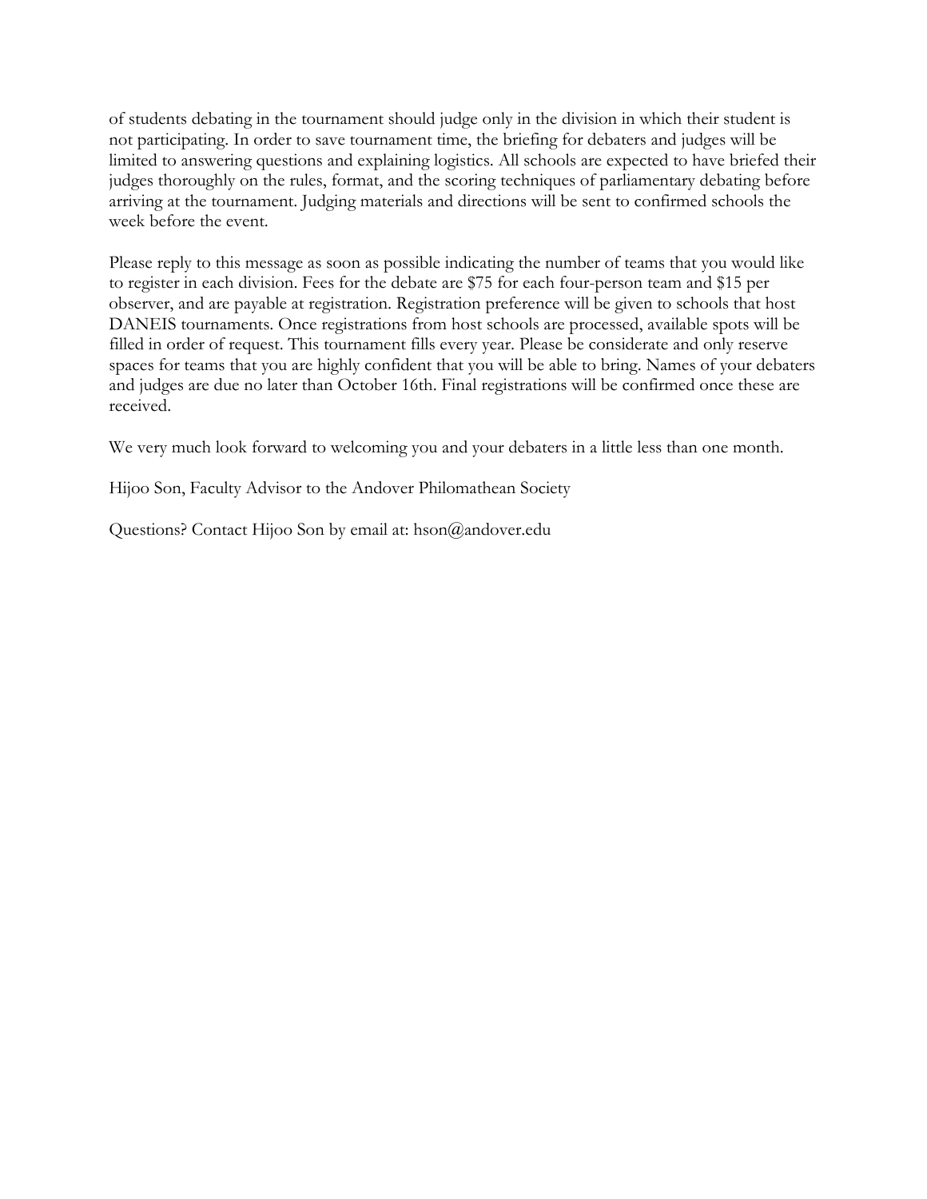of students debating in the tournament should judge only in the division in which their student is not participating. In order to save tournament time, the briefing for debaters and judges will be limited to answering questions and explaining logistics. All schools are expected to have briefed their judges thoroughly on the rules, format, and the scoring techniques of parliamentary debating before arriving at the tournament. Judging materials and directions will be sent to confirmed schools the week before the event.

Please reply to this message as soon as possible indicating the number of teams that you would like to register in each division. Fees for the debate are $75 for each four-person team and $15 per observer, and are payable at registration. Registration preference will be given to schools that host DANEIS tournaments. Once registrations from host schools are processed, available spots will be filled in order of request. This tournament fills every year. Please be considerate and only reserve spaces for teams that you are highly confident that you will be able to bring. Names of your debaters and judges are due no later than October 16th. Final registrations will be confirmed once these are received.

We very much look forward to welcoming you and your debaters in a little less than one month.

Hijoo Son, Faculty Advisor to the Andover Philomathean Society

Questions? Contact Hijoo Son by email at: hson@andover.edu